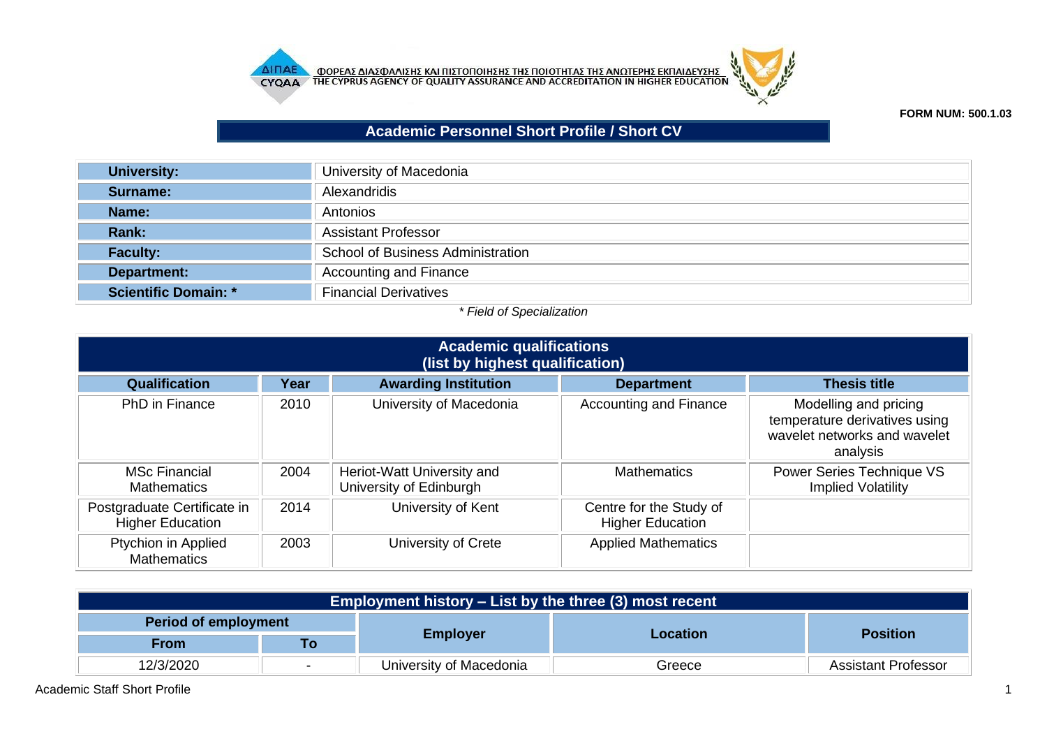ΦΟΡΕΑΣ ΔΙΑΣΦΑΛΙΣΗΣ ΚΑΙ ΠΙΣΤΟΠΟΙΗΣΗΣ ΤΗΣ ΠΟΙΟΤΗΤΑΣ ΤΗΣ ΑΝΩΤΕΡΗΣ ΕΚΠΑΙΔΕΥΣΗΣ
THE CYPRUS AGENCY OF QUALITY ASSURANCE AND ACCREDITATION IN HIGHER EDUCATION

**FORM NUM: 500.1.03**

# Academic Personnel Short Profile / Short CV

| | |
|---|---|
| **University:** | University of Macedonia |
| **Surname:** | Alexandridis |
| **Name:** | Antonios |
| **Rank:** | Assistant Professor |
| **Faculty:** | School of Business Administration |
| **Department:** | Accounting and Finance |
| **Scientific Domain: *** | Financial Derivatives |

*\* Field of Specialization*

## Academic qualifications (list by highest qualification)

| Qualification | Year | Awarding Institution | Department | Thesis title |
|---|---|---|---|---|
| PhD in Finance | 2010 | University of Macedonia | Accounting and Finance | Modelling and pricing temperature derivatives using wavelet networks and wavelet analysis |
| MSc Financial Mathematics | 2004 | Heriot-Watt University and University of Edinburgh | Mathematics | Power Series Technique VS Implied Volatility |
| Postgraduate Certificate in Higher Education | 2014 | University of Kent | Centre for the Study of Higher Education | |
| Ptychion in Applied Mathematics | 2003 | University of Crete | Applied Mathematics | |

## Employment history – List by the three (3) most recent

| Period of employment | | Employer | Location | Position |
|---|---|---|---|---|
| From | To | | | |
| 12/3/2020 | - | University of Macedonia | Greece | Assistant Professor |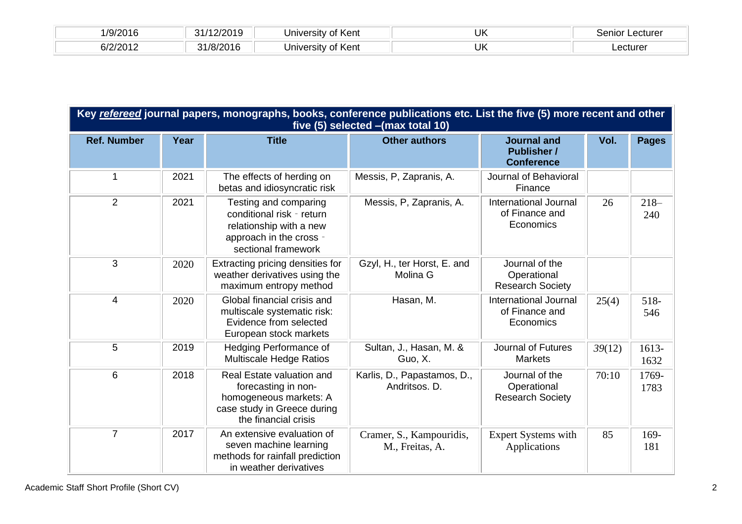| | | | | |
|---|---|---|---|---|
| 1/9/2016 | 31/12/2019 | University of Kent | UK | Senior Lecturer |
| 6/2/2012 | 31/8/2016 | University of Kent | UK | Lecturer |

**Key *refereed* journal papers, monographs, books, conference publications etc. List the five (5) more recent and other five (5) selected –(max total 10)**

| Ref. Number | Year | Title | Other authors | Journal and Publisher / Conference | Vol. | Pages |
|---|---|---|---|---|---|---|
| 1 | 2021 | The effects of herding on betas and idiosyncratic risk | Messis, P, Zapranis, A. | Journal of Behavioral Finance | | |
| 2 | 2021 | Testing and comparing conditional risk‐return relationship with a new approach in the cross‐sectional framework | Messis, P, Zapranis, A. | International Journal of Finance and Economics | 26 | 218–240 |
| 3 | 2020 | Extracting pricing densities for weather derivatives using the maximum entropy method | Gzyl, H., ter Horst, E. and Molina G | Journal of the Operational Research Society | | |
| 4 | 2020 | Global financial crisis and multiscale systematic risk: Evidence from selected European stock markets | Hasan, M. | International Journal of Finance and Economics | 25(4) | 518-546 |
| 5 | 2019 | Hedging Performance of Multiscale Hedge Ratios | Sultan, J., Hasan, M. & Guo, X. | Journal of Futures Markets | *39*(12) | 1613-1632 |
| 6 | 2018 | Real Estate valuation and forecasting in non-homogeneous markets: A case study in Greece during the financial crisis | Karlis, D., Papastamos, D., Andritsos. D. | Journal of the Operational Research Society | 70:10 | 1769-1783 |
| 7 | 2017 | An extensive evaluation of seven machine learning methods for rainfall prediction in weather derivatives | Cramer, S., Kampouridis, M., Freitas, A. | Expert Systems with Applications | 85 | 169-181 |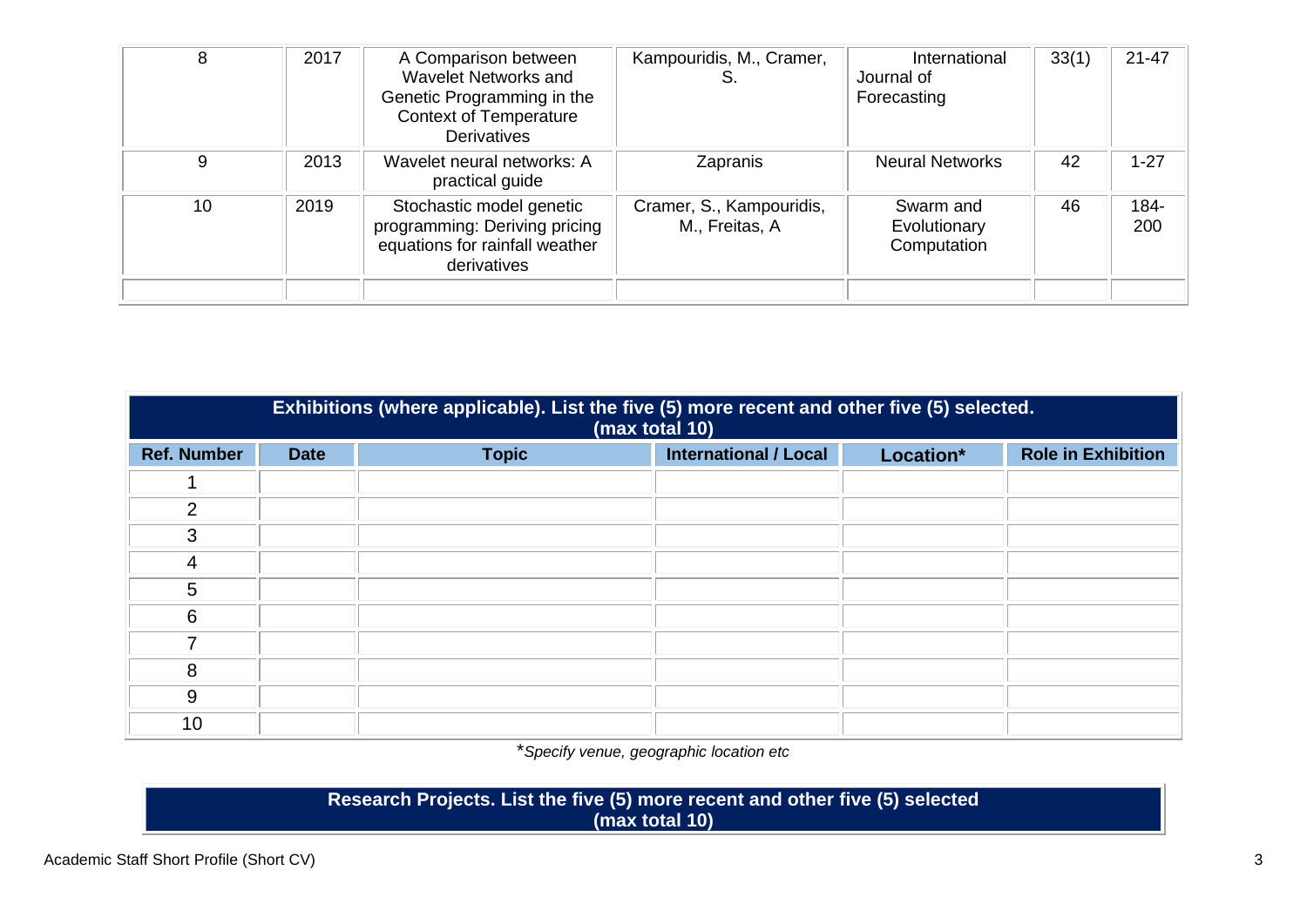| 8 | 2017 | A Comparison between Wavelet Networks and Genetic Programming in the Context of Temperature Derivatives | Kampouridis, M., Cramer, S. | International Journal of Forecasting | 33(1) | 21-47 |
|---|---|---|---|---|---|---|
| 9 | 2013 | Wavelet neural networks: A practical guide | Zapranis | Neural Networks | 42 | 1-27 |
| 10 | 2019 | Stochastic model genetic programming: Deriving pricing equations for rainfall weather derivatives | Cramer, S., Kampouridis, M., Freitas, A | Swarm and Evolutionary Computation | 46 | 184-200 |
| | | | | | | |

| Exhibitions (where applicable). List the five (5) more recent and other five (5) selected. (max total 10) | | | | | |
|---|---|---|---|---|---|
| **Ref. Number** | **Date** | **Topic** | **International / Local** | **Location*** | **Role in Exhibition** |
| 1 | | | | | |
| 2 | | | | | |
| 3 | | | | | |
| 4 | | | | | |
| 5 | | | | | |
| 6 | | | | | |
| 7 | | | | | |
| 8 | | | | | |
| 9 | | | | | |
| 10 | | | | | |

**Specify venue, geographic location etc*

**Research Projects. List the five (5) more recent and other five (5) selected (max total 10)**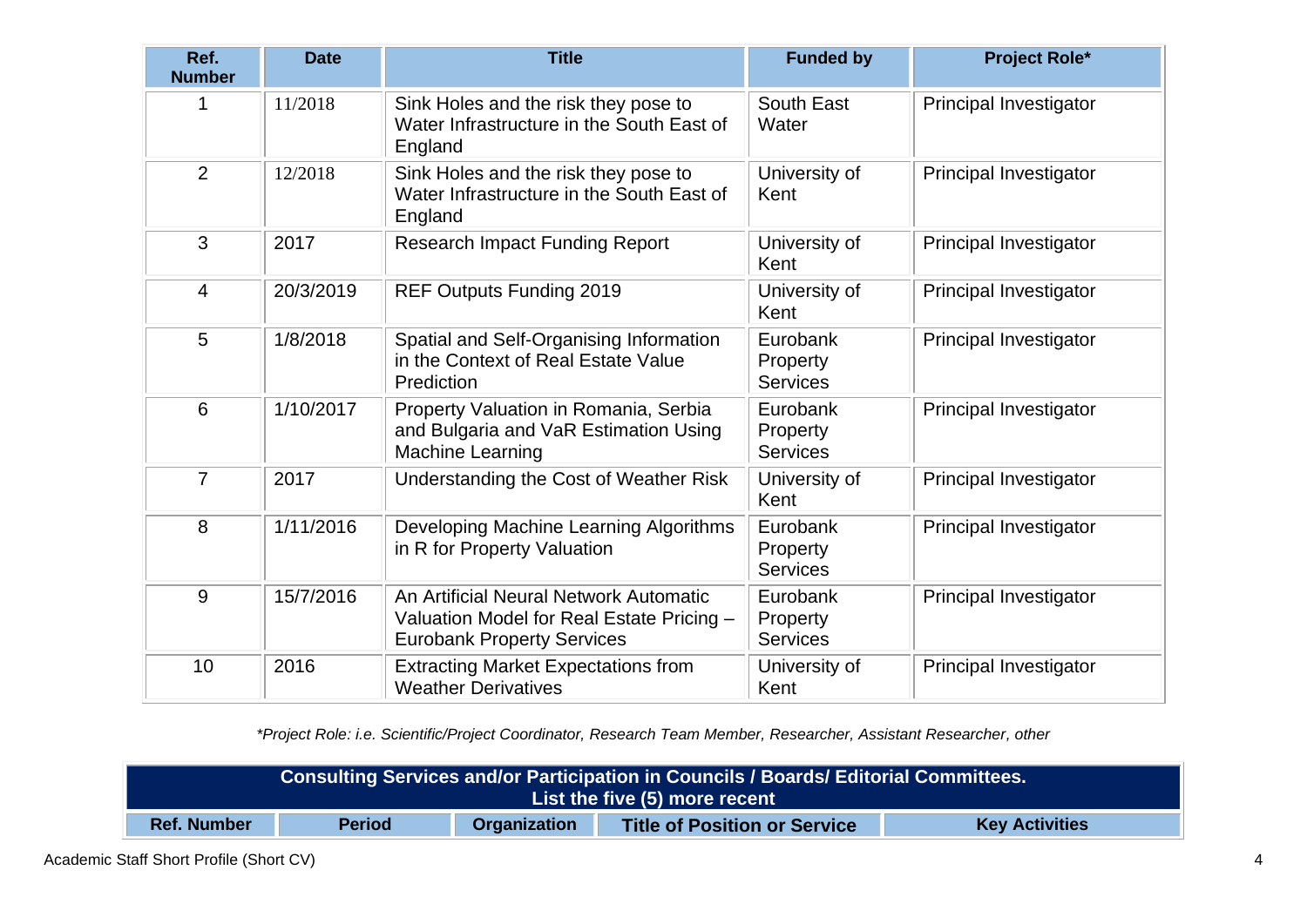| Ref. Number | Date | Title | Funded by | Project Role* |
|---|---|---|---|---|
| 1 | 11/2018 | Sink Holes and the risk they pose to Water Infrastructure in the South East of England | South East Water | Principal Investigator |
| 2 | 12/2018 | Sink Holes and the risk they pose to Water Infrastructure in the South East of England | University of Kent | Principal Investigator |
| 3 | 2017 | Research Impact Funding Report | University of Kent | Principal Investigator |
| 4 | 20/3/2019 | REF Outputs Funding 2019 | University of Kent | Principal Investigator |
| 5 | 1/8/2018 | Spatial and Self-Organising Information in the Context of Real Estate Value Prediction | Eurobank Property Services | Principal Investigator |
| 6 | 1/10/2017 | Property Valuation in Romania, Serbia and Bulgaria and VaR Estimation Using Machine Learning | Eurobank Property Services | Principal Investigator |
| 7 | 2017 | Understanding the Cost of Weather Risk | University of Kent | Principal Investigator |
| 8 | 1/11/2016 | Developing Machine Learning Algorithms in R for Property Valuation | Eurobank Property Services | Principal Investigator |
| 9 | 15/7/2016 | An Artificial Neural Network Automatic Valuation Model for Real Estate Pricing – Eurobank Property Services | Eurobank Property Services | Principal Investigator |
| 10 | 2016 | Extracting Market Expectations from Weather Derivatives | University of Kent | Principal Investigator |

*\*Project Role: i.e. Scientific/Project Coordinator, Research Team Member, Researcher, Assistant Researcher, other*

**Consulting Services and/or Participation in Councils / Boards/ Editorial Committees. List the five (5) more recent**

| Ref. Number | Period | Organization | Title of Position or Service | Key Activities |
|---|---|---|---|---|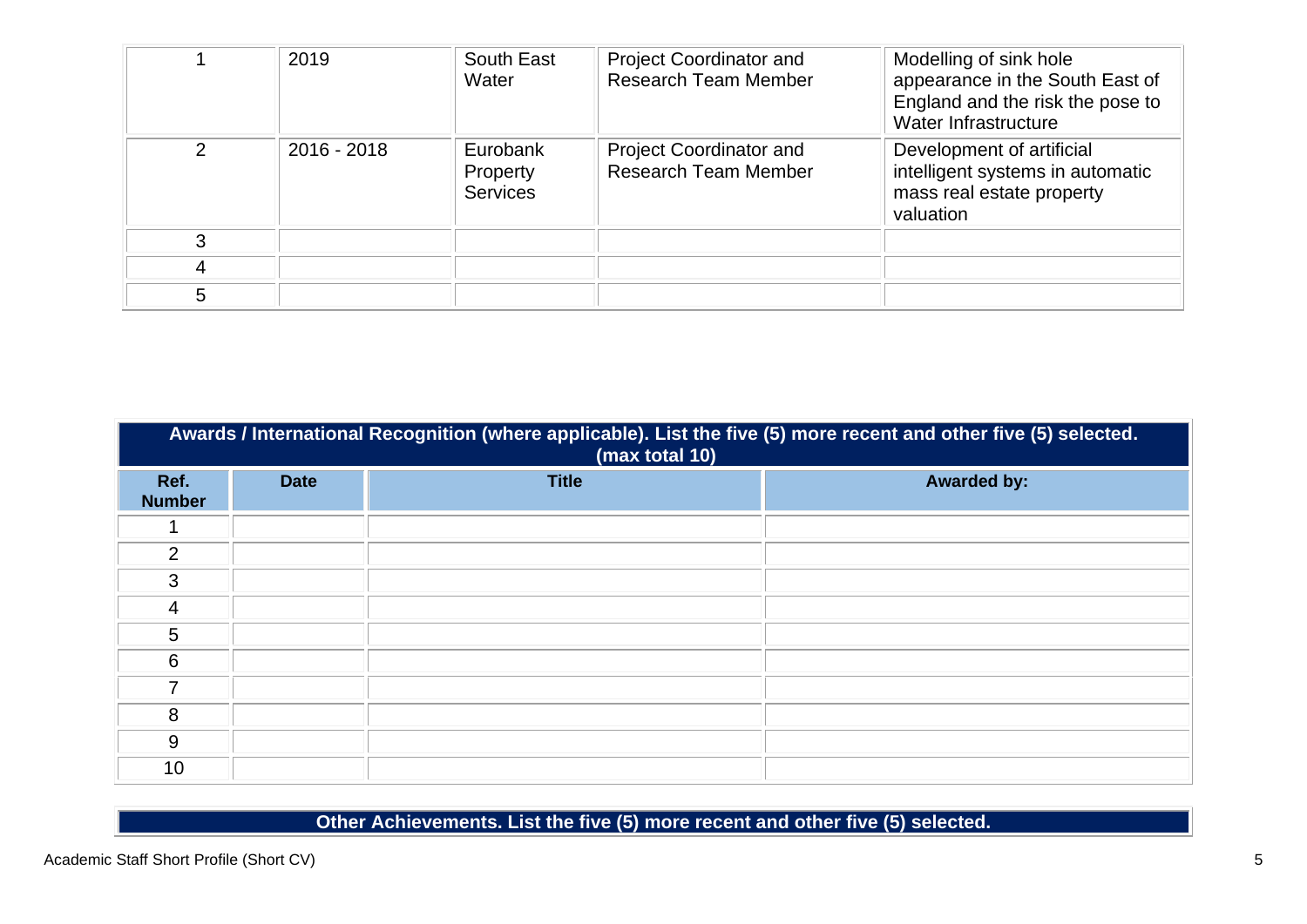| | | | | |
|---|---|---|---|---|
| 1 | 2019 | South East Water | Project Coordinator and Research Team Member | Modelling of sink hole appearance in the South East of England and the risk the pose to Water Infrastructure |
| 2 | 2016 - 2018 | Eurobank Property Services | Project Coordinator and Research Team Member | Development of artificial intelligent systems in automatic mass real estate property valuation |
| 3 | | | | |
| 4 | | | | |
| 5 | | | | |

| **Awards / International Recognition (where applicable). List the five (5) more recent and other five (5) selected. (max total 10)** | | | |
|---|---|---|---|
| **Ref. Number** | **Date** | **Title** | **Awarded by:** |
| 1 | | | |
| 2 | | | |
| 3 | | | |
| 4 | | | |
| 5 | | | |
| 6 | | | |
| 7 | | | |
| 8 | | | |
| 9 | | | |
| 10 | | | |

| **Other Achievements. List the five (5) more recent and other five (5) selected.** |
|---|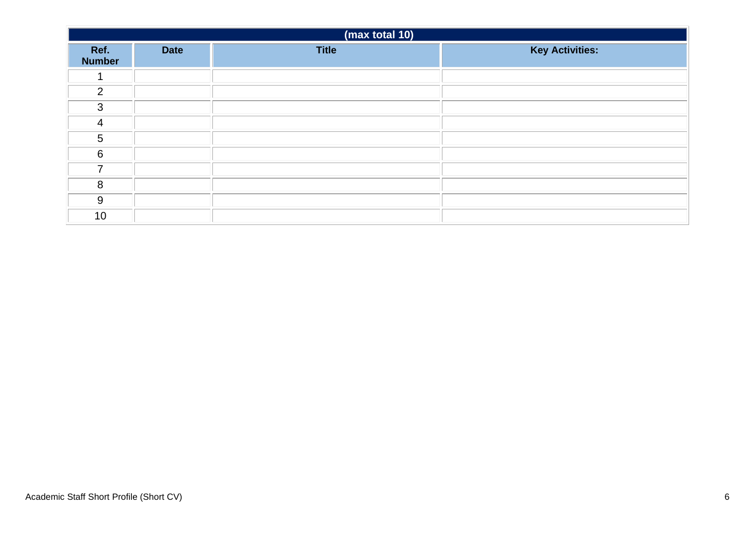| (max total 10) | | | |
|---|---|---|---|
| **Ref. Number** | **Date** | **Title** | **Key Activities:** |
| 1 | | | |
| 2 | | | |
| 3 | | | |
| 4 | | | |
| 5 | | | |
| 6 | | | |
| 7 | | | |
| 8 | | | |
| 9 | | | |
| 10 | | | |